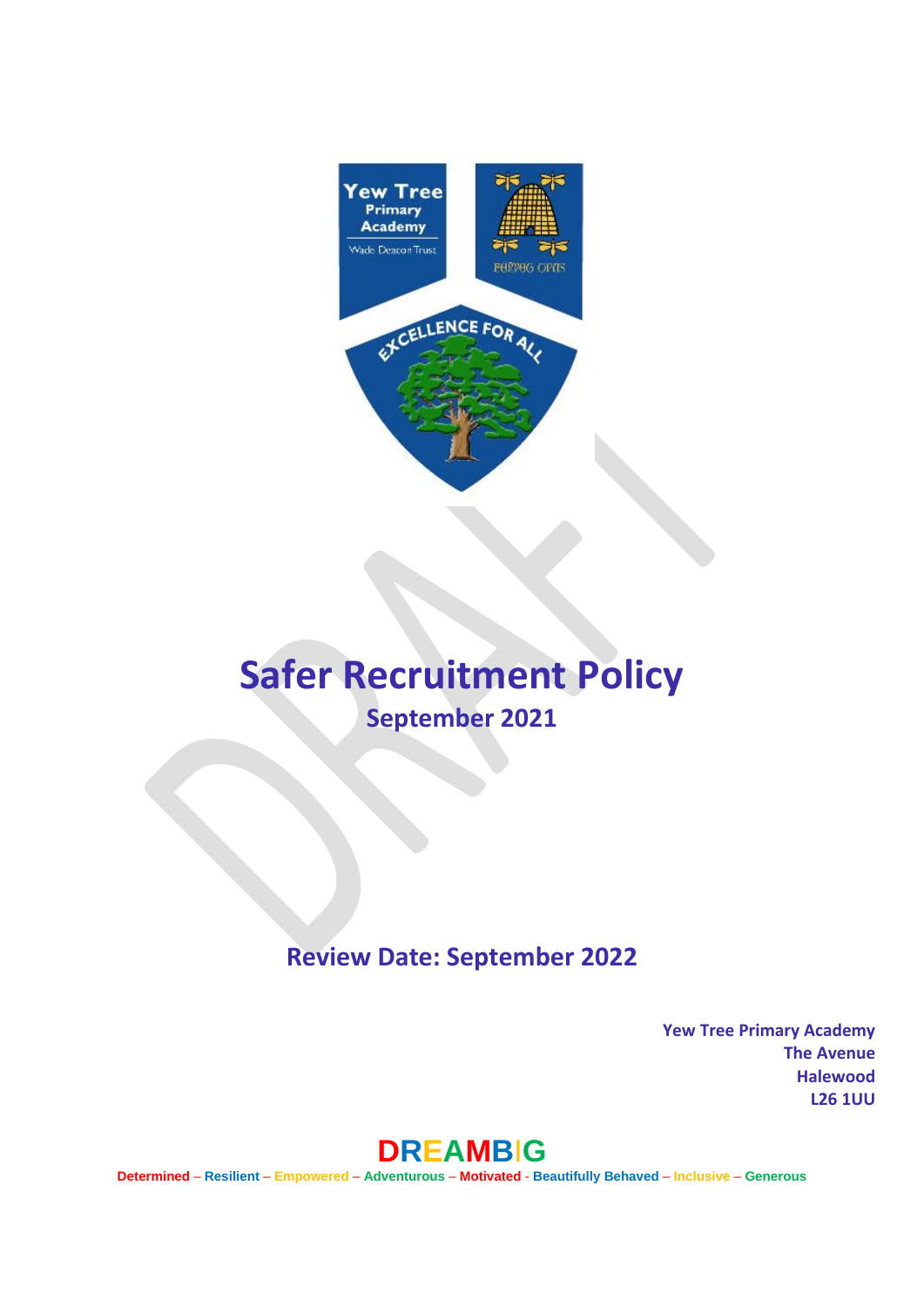# Safer Recruitment Policy

**September 2021**

**Review Date: September 2022**

**Yew Tree Primary Academy**
**The Avenue**
**Halewood**
**L26 1UU**

**DREAMBIG**

**Determined – Resilient – Empowered – Adventurous – Motivated - Beautifully Behaved – Inclusive – Generous**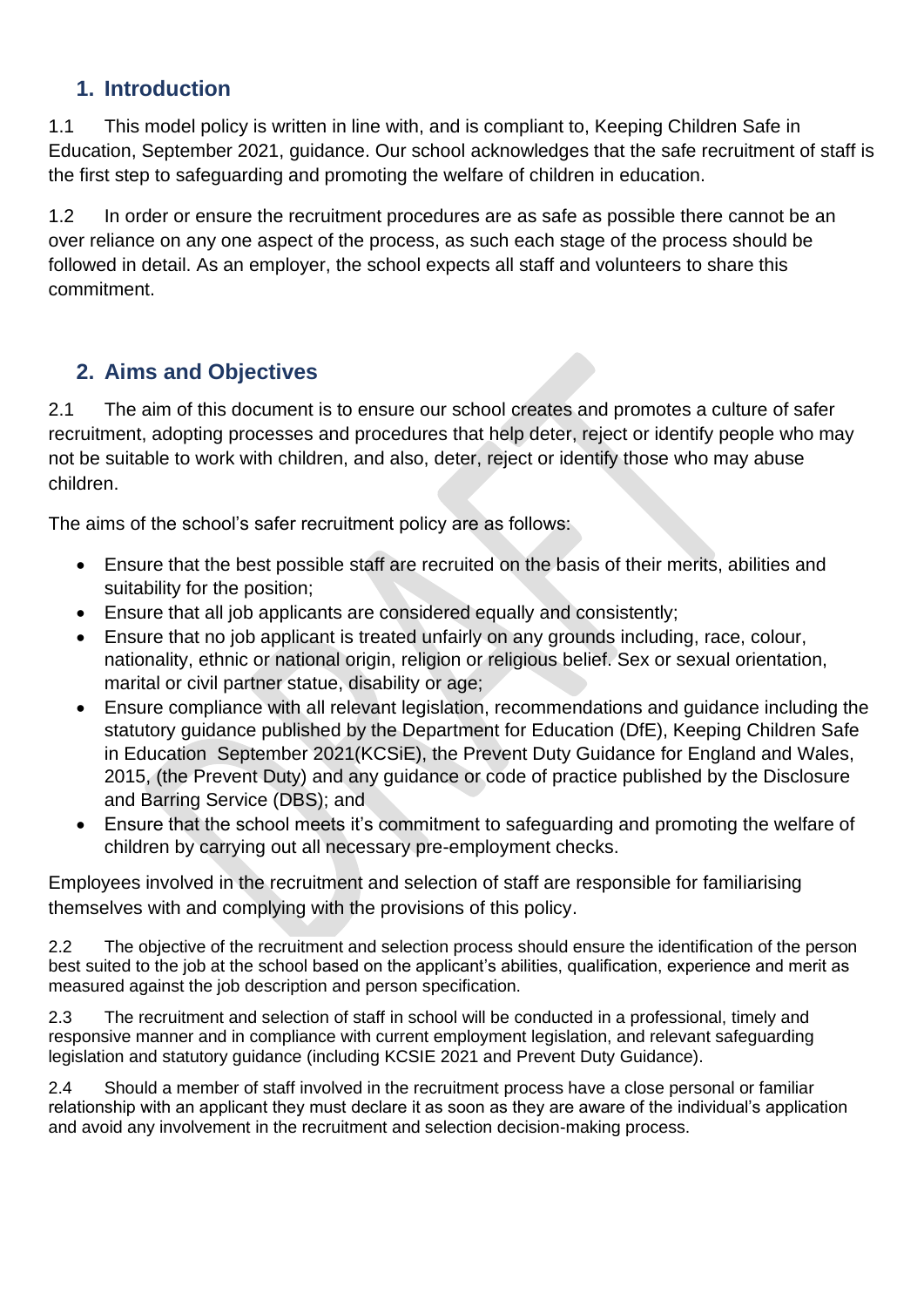## 1. Introduction

1.1 This model policy is written in line with, and is compliant to, Keeping Children Safe in Education, September 2021, guidance. Our school acknowledges that the safe recruitment of staff is the first step to safeguarding and promoting the welfare of children in education.

1.2 In order or ensure the recruitment procedures are as safe as possible there cannot be an over reliance on any one aspect of the process, as such each stage of the process should be followed in detail. As an employer, the school expects all staff and volunteers to share this commitment.

## 2. Aims and Objectives

2.1 The aim of this document is to ensure our school creates and promotes a culture of safer recruitment, adopting processes and procedures that help deter, reject or identify people who may not be suitable to work with children, and also, deter, reject or identify those who may abuse children.

The aims of the school's safer recruitment policy are as follows:

- Ensure that the best possible staff are recruited on the basis of their merits, abilities and suitability for the position;
- Ensure that all job applicants are considered equally and consistently;
- Ensure that no job applicant is treated unfairly on any grounds including, race, colour, nationality, ethnic or national origin, religion or religious belief. Sex or sexual orientation, marital or civil partner statue, disability or age;
- Ensure compliance with all relevant legislation, recommendations and guidance including the statutory guidance published by the Department for Education (DfE), Keeping Children Safe in Education  September 2021(KCSiE), the Prevent Duty Guidance for England and Wales, 2015, (the Prevent Duty) and any guidance or code of practice published by the Disclosure and Barring Service (DBS); and
- Ensure that the school meets it's commitment to safeguarding and promoting the welfare of children by carrying out all necessary pre-employment checks.

Employees involved in the recruitment and selection of staff are responsible for familiarising themselves with and complying with the provisions of this policy.

2.2 The objective of the recruitment and selection process should ensure the identification of the person best suited to the job at the school based on the applicant's abilities, qualification, experience and merit as measured against the job description and person specification.

2.3 The recruitment and selection of staff in school will be conducted in a professional, timely and responsive manner and in compliance with current employment legislation, and relevant safeguarding legislation and statutory guidance (including KCSIE 2021 and Prevent Duty Guidance).

2.4 Should a member of staff involved in the recruitment process have a close personal or familiar relationship with an applicant they must declare it as soon as they are aware of the individual's application and avoid any involvement in the recruitment and selection decision-making process.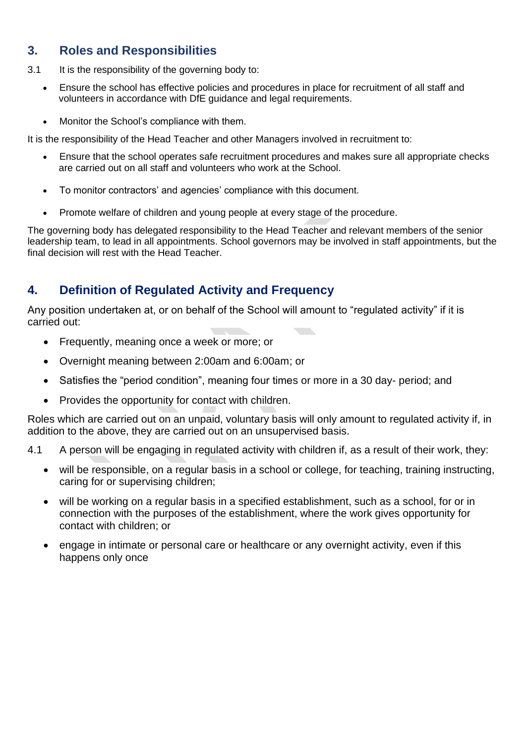## 3. Roles and Responsibilities

3.1 It is the responsibility of the governing body to:

- Ensure the school has effective policies and procedures in place for recruitment of all staff and volunteers in accordance with DfE guidance and legal requirements.
- Monitor the School's compliance with them.

It is the responsibility of the Head Teacher and other Managers involved in recruitment to:

- Ensure that the school operates safe recruitment procedures and makes sure all appropriate checks are carried out on all staff and volunteers who work at the School.
- To monitor contractors' and agencies' compliance with this document.
- Promote welfare of children and young people at every stage of the procedure.

The governing body has delegated responsibility to the Head Teacher and relevant members of the senior leadership team, to lead in all appointments. School governors may be involved in staff appointments, but the final decision will rest with the Head Teacher.

## 4. Definition of Regulated Activity and Frequency

Any position undertaken at, or on behalf of the School will amount to "regulated activity" if it is carried out:

- Frequently, meaning once a week or more; or
- Overnight meaning between 2:00am and 6:00am; or
- Satisfies the "period condition", meaning four times or more in a 30 day- period; and
- Provides the opportunity for contact with children.

Roles which are carried out on an unpaid, voluntary basis will only amount to regulated activity if, in addition to the above, they are carried out on an unsupervised basis.

4.1 A person will be engaging in regulated activity with children if, as a result of their work, they:

- will be responsible, on a regular basis in a school or college, for teaching, training instructing, caring for or supervising children;
- will be working on a regular basis in a specified establishment, such as a school, for or in connection with the purposes of the establishment, where the work gives opportunity for contact with children; or
- engage in intimate or personal care or healthcare or any overnight activity, even if this happens only once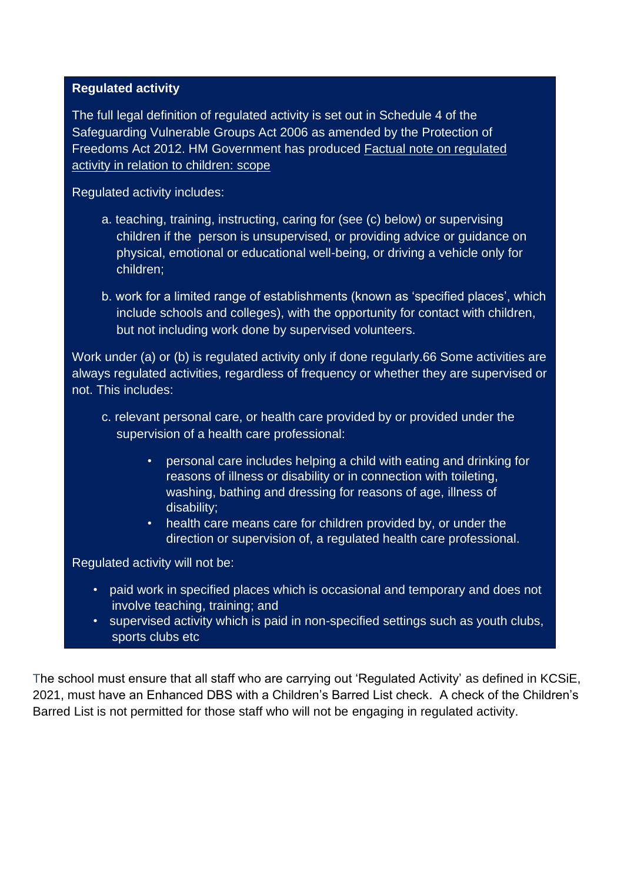**Regulated activity**

The full legal definition of regulated activity is set out in Schedule 4 of the Safeguarding Vulnerable Groups Act 2006 as amended by the Protection of Freedoms Act 2012. HM Government has produced Factual note on regulated activity in relation to children: scope

Regulated activity includes:

a. teaching, training, instructing, caring for (see (c) below) or supervising children if the person is unsupervised, or providing advice or guidance on physical, emotional or educational well-being, or driving a vehicle only for children;

b. work for a limited range of establishments (known as 'specified places', which include schools and colleges), with the opportunity for contact with children, but not including work done by supervised volunteers.

Work under (a) or (b) is regulated activity only if done regularly.66 Some activities are always regulated activities, regardless of frequency or whether they are supervised or not. This includes:

c. relevant personal care, or health care provided by or provided under the supervision of a health care professional:

- personal care includes helping a child with eating and drinking for reasons of illness or disability or in connection with toileting, washing, bathing and dressing for reasons of age, illness of disability;
- health care means care for children provided by, or under the direction or supervision of, a regulated health care professional.

Regulated activity will not be:

- paid work in specified places which is occasional and temporary and does not involve teaching, training; and
- supervised activity which is paid in non-specified settings such as youth clubs, sports clubs etc

The school must ensure that all staff who are carrying out 'Regulated Activity' as defined in KCSiE, 2021, must have an Enhanced DBS with a Children's Barred List check. A check of the Children's Barred List is not permitted for those staff who will not be engaging in regulated activity.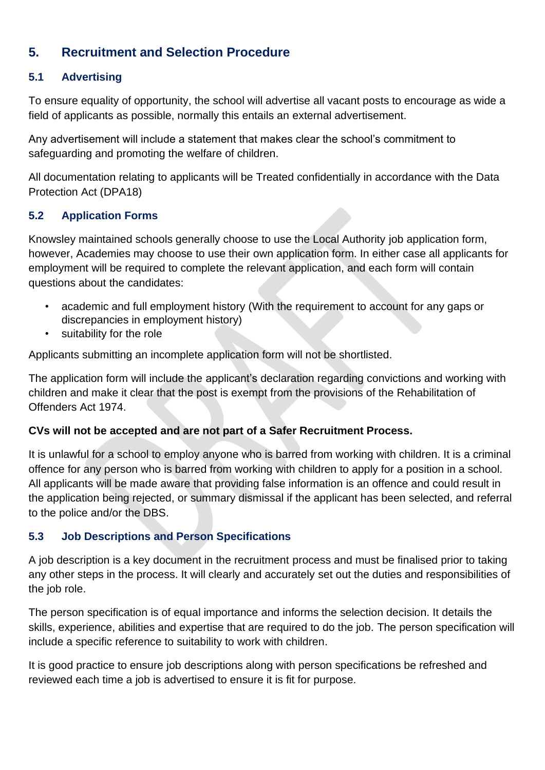## 5. Recruitment and Selection Procedure

### 5.1 Advertising

To ensure equality of opportunity, the school will advertise all vacant posts to encourage as wide a field of applicants as possible, normally this entails an external advertisement.

Any advertisement will include a statement that makes clear the school's commitment to safeguarding and promoting the welfare of children.

All documentation relating to applicants will be Treated confidentially in accordance with the Data Protection Act (DPA18)

### 5.2 Application Forms

Knowsley maintained schools generally choose to use the Local Authority job application form, however, Academies may choose to use their own application form. In either case all applicants for employment will be required to complete the relevant application, and each form will contain questions about the candidates:

- academic and full employment history (With the requirement to account for any gaps or discrepancies in employment history)
- suitability for the role

Applicants submitting an incomplete application form will not be shortlisted.

The application form will include the applicant's declaration regarding convictions and working with children and make it clear that the post is exempt from the provisions of the Rehabilitation of Offenders Act 1974.

**CVs will not be accepted and are not part of a Safer Recruitment Process.**

It is unlawful for a school to employ anyone who is barred from working with children. It is a criminal offence for any person who is barred from working with children to apply for a position in a school. All applicants will be made aware that providing false information is an offence and could result in the application being rejected, or summary dismissal if the applicant has been selected, and referral to the police and/or the DBS.

### 5.3 Job Descriptions and Person Specifications

A job description is a key document in the recruitment process and must be finalised prior to taking any other steps in the process. It will clearly and accurately set out the duties and responsibilities of the job role.

The person specification is of equal importance and informs the selection decision. It details the skills, experience, abilities and expertise that are required to do the job. The person specification will include a specific reference to suitability to work with children.

It is good practice to ensure job descriptions along with person specifications be refreshed and reviewed each time a job is advertised to ensure it is fit for purpose.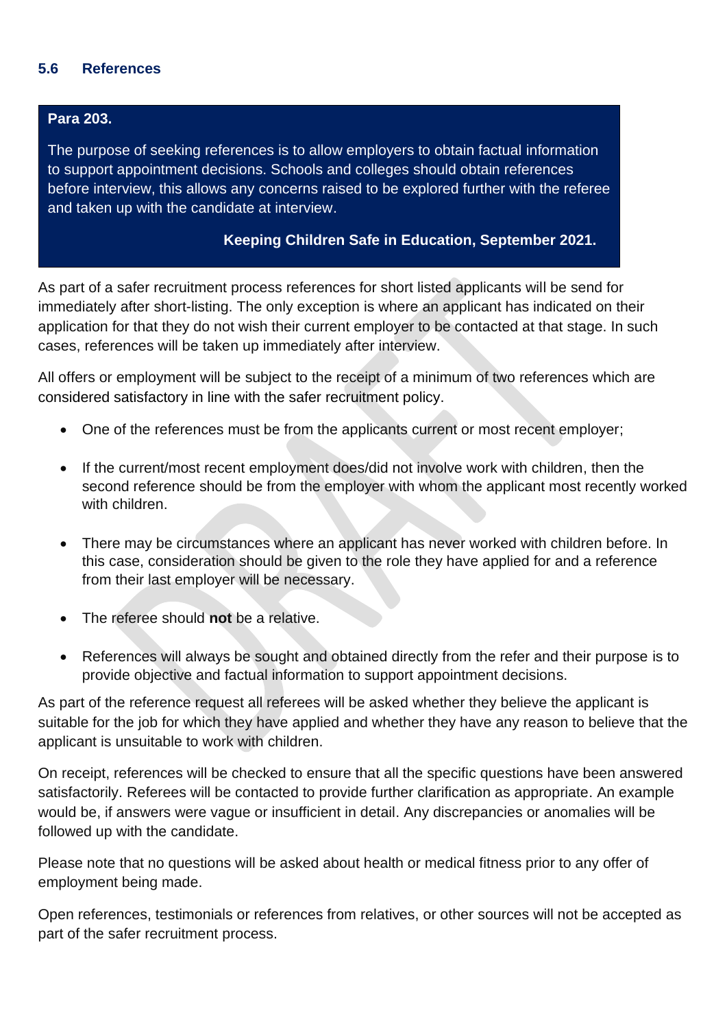### 5.6 References

> **Para 203.**
>
> The purpose of seeking references is to allow employers to obtain factual information to support appointment decisions. Schools and colleges should obtain references before interview, this allows any concerns raised to be explored further with the referee and taken up with the candidate at interview.
>
> **Keeping Children Safe in Education, September 2021.**

As part of a safer recruitment process references for short listed applicants will be send for immediately after short-listing. The only exception is where an applicant has indicated on their application for that they do not wish their current employer to be contacted at that stage. In such cases, references will be taken up immediately after interview.

All offers or employment will be subject to the receipt of a minimum of two references which are considered satisfactory in line with the safer recruitment policy.

- One of the references must be from the applicants current or most recent employer;
- If the current/most recent employment does/did not involve work with children, then the second reference should be from the employer with whom the applicant most recently worked with children.
- There may be circumstances where an applicant has never worked with children before. In this case, consideration should be given to the role they have applied for and a reference from their last employer will be necessary.
- The referee should **not** be a relative.
- References will always be sought and obtained directly from the refer and their purpose is to provide objective and factual information to support appointment decisions.

As part of the reference request all referees will be asked whether they believe the applicant is suitable for the job for which they have applied and whether they have any reason to believe that the applicant is unsuitable to work with children.

On receipt, references will be checked to ensure that all the specific questions have been answered satisfactorily. Referees will be contacted to provide further clarification as appropriate. An example would be, if answers were vague or insufficient in detail. Any discrepancies or anomalies will be followed up with the candidate.

Please note that no questions will be asked about health or medical fitness prior to any offer of employment being made.

Open references, testimonials or references from relatives, or other sources will not be accepted as part of the safer recruitment process.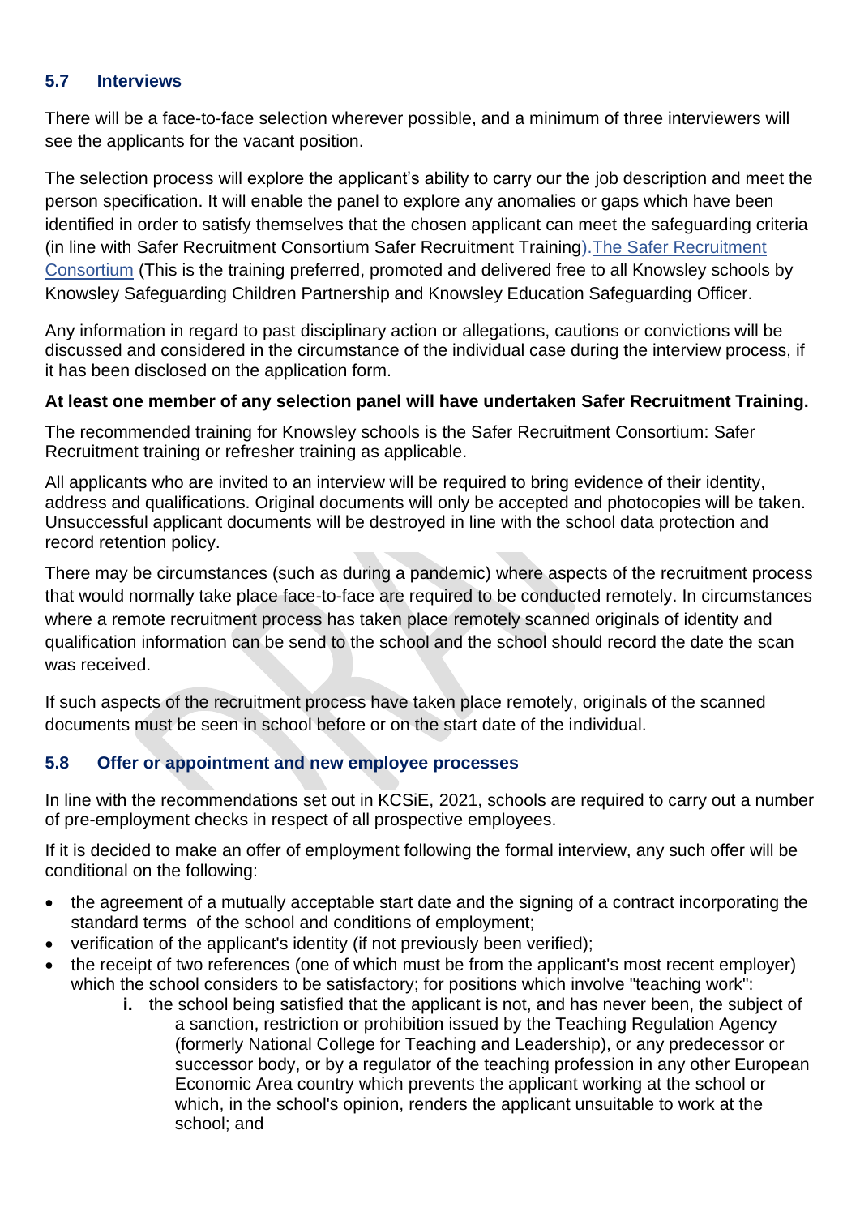### 5.7 Interviews

There will be a face-to-face selection wherever possible, and a minimum of three interviewers will see the applicants for the vacant position.

The selection process will explore the applicant's ability to carry our the job description and meet the person specification. It will enable the panel to explore any anomalies or gaps which have been identified in order to satisfy themselves that the chosen applicant can meet the safeguarding criteria (in line with Safer Recruitment Consortium Safer Recruitment Training).The Safer Recruitment Consortium (This is the training preferred, promoted and delivered free to all Knowsley schools by Knowsley Safeguarding Children Partnership and Knowsley Education Safeguarding Officer.

Any information in regard to past disciplinary action or allegations, cautions or convictions will be discussed and considered in the circumstance of the individual case during the interview process, if it has been disclosed on the application form.

**At least one member of any selection panel will have undertaken Safer Recruitment Training.**

The recommended training for Knowsley schools is the Safer Recruitment Consortium: Safer Recruitment training or refresher training as applicable.

All applicants who are invited to an interview will be required to bring evidence of their identity, address and qualifications. Original documents will only be accepted and photocopies will be taken. Unsuccessful applicant documents will be destroyed in line with the school data protection and record retention policy.

There may be circumstances (such as during a pandemic) where aspects of the recruitment process that would normally take place face-to-face are required to be conducted remotely. In circumstances where a remote recruitment process has taken place remotely scanned originals of identity and qualification information can be send to the school and the school should record the date the scan was received.

If such aspects of the recruitment process have taken place remotely, originals of the scanned documents must be seen in school before or on the start date of the individual.

### 5.8 Offer or appointment and new employee processes

In line with the recommendations set out in KCSiE, 2021, schools are required to carry out a number of pre-employment checks in respect of all prospective employees.

If it is decided to make an offer of employment following the formal interview, any such offer will be conditional on the following:

- the agreement of a mutually acceptable start date and the signing of a contract incorporating the standard terms of the school and conditions of employment;
- verification of the applicant's identity (if not previously been verified);
- the receipt of two references (one of which must be from the applicant's most recent employer) which the school considers to be satisfactory; for positions which involve "teaching work":
  - **i.** the school being satisfied that the applicant is not, and has never been, the subject of a sanction, restriction or prohibition issued by the Teaching Regulation Agency (formerly National College for Teaching and Leadership), or any predecessor or successor body, or by a regulator of the teaching profession in any other European Economic Area country which prevents the applicant working at the school or which, in the school's opinion, renders the applicant unsuitable to work at the school; and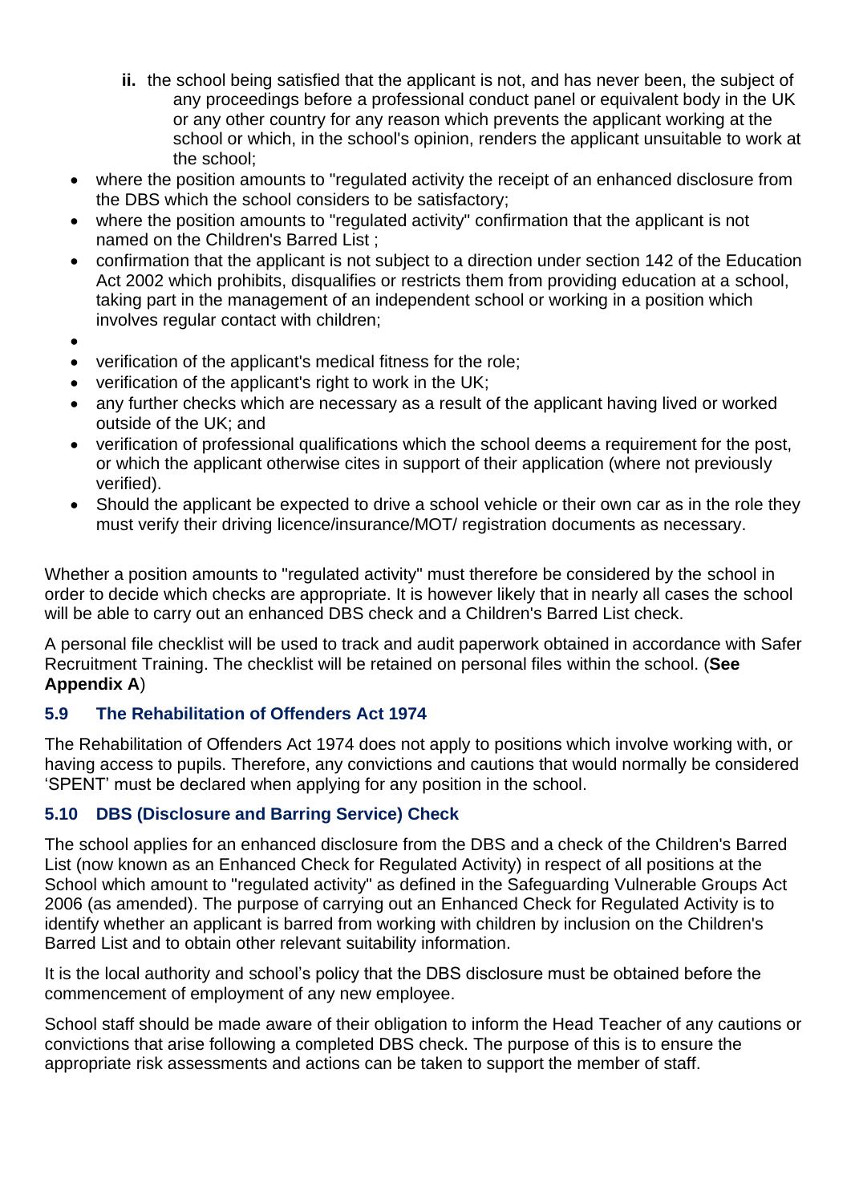ii. the school being satisfied that the applicant is not, and has never been, the subject of any proceedings before a professional conduct panel or equivalent body in the UK or any other country for any reason which prevents the applicant working at the school or which, in the school's opinion, renders the applicant unsuitable to work at the school;

- where the position amounts to "regulated activity the receipt of an enhanced disclosure from the DBS which the school considers to be satisfactory;
- where the position amounts to "regulated activity" confirmation that the applicant is not named on the Children's Barred List ;
- confirmation that the applicant is not subject to a direction under section 142 of the Education Act 2002 which prohibits, disqualifies or restricts them from providing education at a school, taking part in the management of an independent school or working in a position which involves regular contact with children;
- 
- verification of the applicant's medical fitness for the role;
- verification of the applicant's right to work in the UK;
- any further checks which are necessary as a result of the applicant having lived or worked outside of the UK; and
- verification of professional qualifications which the school deems a requirement for the post, or which the applicant otherwise cites in support of their application (where not previously verified).
- Should the applicant be expected to drive a school vehicle or their own car as in the role they must verify their driving licence/insurance/MOT/ registration documents as necessary.

Whether a position amounts to "regulated activity" must therefore be considered by the school in order to decide which checks are appropriate. It is however likely that in nearly all cases the school will be able to carry out an enhanced DBS check and a Children's Barred List check.

A personal file checklist will be used to track and audit paperwork obtained in accordance with Safer Recruitment Training. The checklist will be retained on personal files within the school. (**See Appendix A**)

### 5.9 The Rehabilitation of Offenders Act 1974

The Rehabilitation of Offenders Act 1974 does not apply to positions which involve working with, or having access to pupils. Therefore, any convictions and cautions that would normally be considered 'SPENT' must be declared when applying for any position in the school.

### 5.10 DBS (Disclosure and Barring Service) Check

The school applies for an enhanced disclosure from the DBS and a check of the Children's Barred List (now known as an Enhanced Check for Regulated Activity) in respect of all positions at the School which amount to "regulated activity" as defined in the Safeguarding Vulnerable Groups Act 2006 (as amended). The purpose of carrying out an Enhanced Check for Regulated Activity is to identify whether an applicant is barred from working with children by inclusion on the Children's Barred List and to obtain other relevant suitability information.

It is the local authority and school's policy that the DBS disclosure must be obtained before the commencement of employment of any new employee.

School staff should be made aware of their obligation to inform the Head Teacher of any cautions or convictions that arise following a completed DBS check. The purpose of this is to ensure the appropriate risk assessments and actions can be taken to support the member of staff.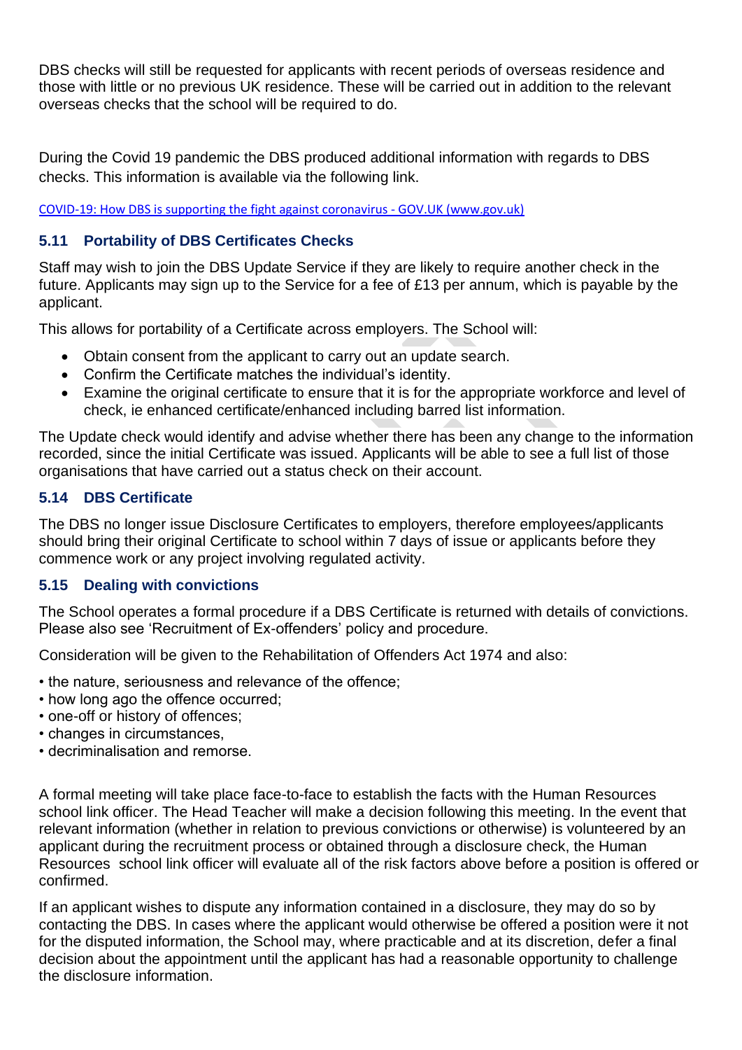DBS checks will still be requested for applicants with recent periods of overseas residence and those with little or no previous UK residence. These will be carried out in addition to the relevant overseas checks that the school will be required to do.

During the Covid 19 pandemic the DBS produced additional information with regards to DBS checks. This information is available via the following link.

COVID-19: How DBS is supporting the fight against coronavirus - GOV.UK (www.gov.uk)

### 5.11 Portability of DBS Certificates Checks

Staff may wish to join the DBS Update Service if they are likely to require another check in the future. Applicants may sign up to the Service for a fee of £13 per annum, which is payable by the applicant.

This allows for portability of a Certificate across employers. The School will:

- Obtain consent from the applicant to carry out an update search.
- Confirm the Certificate matches the individual's identity.
- Examine the original certificate to ensure that it is for the appropriate workforce and level of check, ie enhanced certificate/enhanced including barred list information.

The Update check would identify and advise whether there has been any change to the information recorded, since the initial Certificate was issued. Applicants will be able to see a full list of those organisations that have carried out a status check on their account.

### 5.14 DBS Certificate

The DBS no longer issue Disclosure Certificates to employers, therefore employees/applicants should bring their original Certificate to school within 7 days of issue or applicants before they commence work or any project involving regulated activity.

### 5.15 Dealing with convictions

The School operates a formal procedure if a DBS Certificate is returned with details of convictions. Please also see 'Recruitment of Ex-offenders' policy and procedure.

Consideration will be given to the Rehabilitation of Offenders Act 1974 and also:

- the nature, seriousness and relevance of the offence;
- how long ago the offence occurred;
- one-off or history of offences;
- changes in circumstances,
- decriminalisation and remorse.

A formal meeting will take place face-to-face to establish the facts with the Human Resources school link officer. The Head Teacher will make a decision following this meeting. In the event that relevant information (whether in relation to previous convictions or otherwise) is volunteered by an applicant during the recruitment process or obtained through a disclosure check, the Human Resources school link officer will evaluate all of the risk factors above before a position is offered or confirmed.

If an applicant wishes to dispute any information contained in a disclosure, they may do so by contacting the DBS. In cases where the applicant would otherwise be offered a position were it not for the disputed information, the School may, where practicable and at its discretion, defer a final decision about the appointment until the applicant has had a reasonable opportunity to challenge the disclosure information.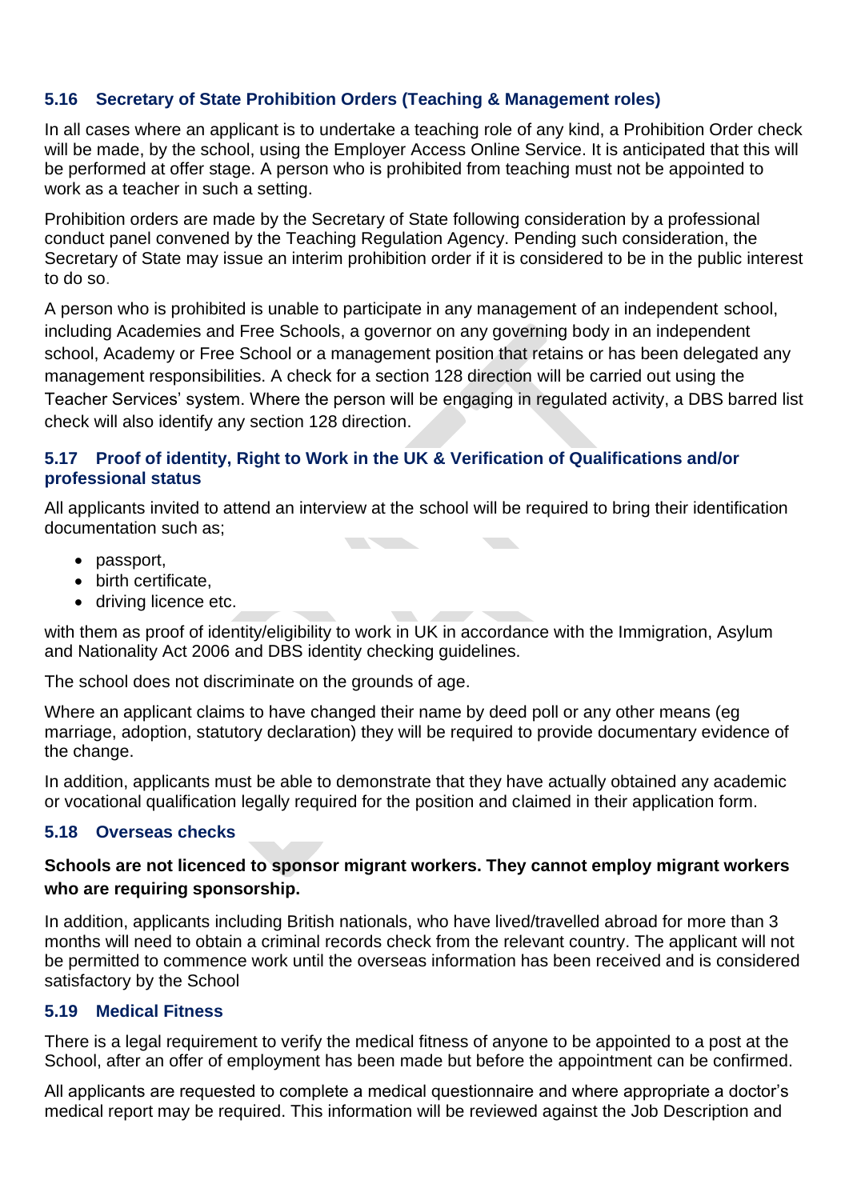### 5.16 Secretary of State Prohibition Orders (Teaching & Management roles)

In all cases where an applicant is to undertake a teaching role of any kind, a Prohibition Order check will be made, by the school, using the Employer Access Online Service. It is anticipated that this will be performed at offer stage. A person who is prohibited from teaching must not be appointed to work as a teacher in such a setting.

Prohibition orders are made by the Secretary of State following consideration by a professional conduct panel convened by the Teaching Regulation Agency. Pending such consideration, the Secretary of State may issue an interim prohibition order if it is considered to be in the public interest to do so.

A person who is prohibited is unable to participate in any management of an independent school, including Academies and Free Schools, a governor on any governing body in an independent school, Academy or Free School or a management position that retains or has been delegated any management responsibilities. A check for a section 128 direction will be carried out using the Teacher Services' system. Where the person will be engaging in regulated activity, a DBS barred list check will also identify any section 128 direction.

### 5.17 Proof of identity, Right to Work in the UK & Verification of Qualifications and/or professional status

All applicants invited to attend an interview at the school will be required to bring their identification documentation such as;

- passport,
- birth certificate,
- driving licence etc.

with them as proof of identity/eligibility to work in UK in accordance with the Immigration, Asylum and Nationality Act 2006 and DBS identity checking guidelines.

The school does not discriminate on the grounds of age.

Where an applicant claims to have changed their name by deed poll or any other means (eg marriage, adoption, statutory declaration) they will be required to provide documentary evidence of the change.

In addition, applicants must be able to demonstrate that they have actually obtained any academic or vocational qualification legally required for the position and claimed in their application form.

### 5.18 Overseas checks

**Schools are not licenced to sponsor migrant workers. They cannot employ migrant workers who are requiring sponsorship.**

In addition, applicants including British nationals, who have lived/travelled abroad for more than 3 months will need to obtain a criminal records check from the relevant country. The applicant will not be permitted to commence work until the overseas information has been received and is considered satisfactory by the School

### 5.19 Medical Fitness

There is a legal requirement to verify the medical fitness of anyone to be appointed to a post at the School, after an offer of employment has been made but before the appointment can be confirmed.

All applicants are requested to complete a medical questionnaire and where appropriate a doctor's medical report may be required. This information will be reviewed against the Job Description and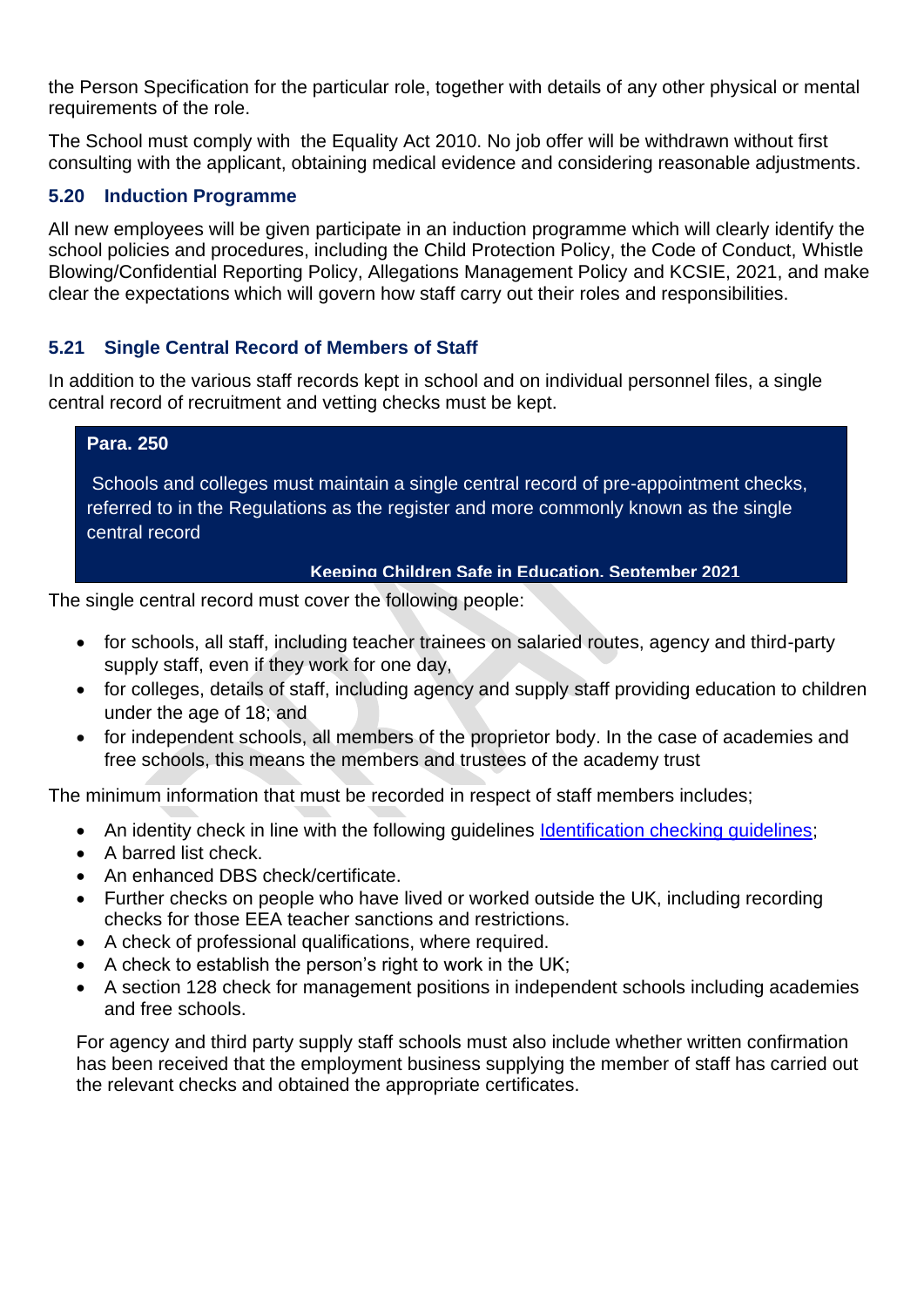the Person Specification for the particular role, together with details of any other physical or mental requirements of the role.

The School must comply with the Equality Act 2010. No job offer will be withdrawn without first consulting with the applicant, obtaining medical evidence and considering reasonable adjustments.

### 5.20 Induction Programme

All new employees will be given participate in an induction programme which will clearly identify the school policies and procedures, including the Child Protection Policy, the Code of Conduct, Whistle Blowing/Confidential Reporting Policy, Allegations Management Policy and KCSIE, 2021, and make clear the expectations which will govern how staff carry out their roles and responsibilities.

### 5.21 Single Central Record of Members of Staff

In addition to the various staff records kept in school and on individual personnel files, a single central record of recruitment and vetting checks must be kept.

> **Para. 250**
>
> Schools and colleges must maintain a single central record of pre-appointment checks, referred to in the Regulations as the register and more commonly known as the single central record
>
> **Keeping Children Safe in Education, September 2021**

The single central record must cover the following people:

- for schools, all staff, including teacher trainees on salaried routes, agency and third-party supply staff, even if they work for one day,
- for colleges, details of staff, including agency and supply staff providing education to children under the age of 18; and
- for independent schools, all members of the proprietor body. In the case of academies and free schools, this means the members and trustees of the academy trust

The minimum information that must be recorded in respect of staff members includes;

- An identity check in line with the following guidelines [Identification checking guidelines](Identification checking guidelines);
- A barred list check.
- An enhanced DBS check/certificate.
- Further checks on people who have lived or worked outside the UK, including recording checks for those EEA teacher sanctions and restrictions.
- A check of professional qualifications, where required.
- A check to establish the person's right to work in the UK;
- A section 128 check for management positions in independent schools including academies and free schools.

For agency and third party supply staff schools must also include whether written confirmation has been received that the employment business supplying the member of staff has carried out the relevant checks and obtained the appropriate certificates.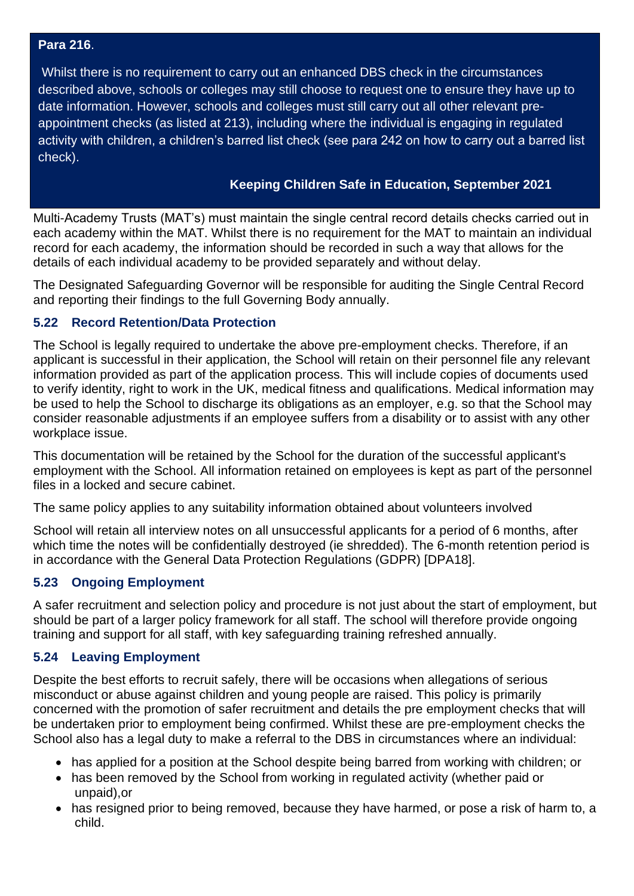**Para 216**.

Whilst there is no requirement to carry out an enhanced DBS check in the circumstances described above, schools or colleges may still choose to request one to ensure they have up to date information. However, schools and colleges must still carry out all other relevant pre-appointment checks (as listed at 213), including where the individual is engaging in regulated activity with children, a children's barred list check (see para 242 on how to carry out a barred list check).

**Keeping Children Safe in Education, September 2021**

Multi-Academy Trusts (MAT's) must maintain the single central record details checks carried out in each academy within the MAT. Whilst there is no requirement for the MAT to maintain an individual record for each academy, the information should be recorded in such a way that allows for the details of each individual academy to be provided separately and without delay.

The Designated Safeguarding Governor will be responsible for auditing the Single Central Record and reporting their findings to the full Governing Body annually.

### 5.22 Record Retention/Data Protection

The School is legally required to undertake the above pre-employment checks. Therefore, if an applicant is successful in their application, the School will retain on their personnel file any relevant information provided as part of the application process. This will include copies of documents used to verify identity, right to work in the UK, medical fitness and qualifications. Medical information may be used to help the School to discharge its obligations as an employer, e.g. so that the School may consider reasonable adjustments if an employee suffers from a disability or to assist with any other workplace issue.

This documentation will be retained by the School for the duration of the successful applicant's employment with the School. All information retained on employees is kept as part of the personnel files in a locked and secure cabinet.

The same policy applies to any suitability information obtained about volunteers involved

School will retain all interview notes on all unsuccessful applicants for a period of 6 months, after which time the notes will be confidentially destroyed (ie shredded). The 6-month retention period is in accordance with the General Data Protection Regulations (GDPR) [DPA18].

### 5.23 Ongoing Employment

A safer recruitment and selection policy and procedure is not just about the start of employment, but should be part of a larger policy framework for all staff. The school will therefore provide ongoing training and support for all staff, with key safeguarding training refreshed annually.

### 5.24 Leaving Employment

Despite the best efforts to recruit safely, there will be occasions when allegations of serious misconduct or abuse against children and young people are raised. This policy is primarily concerned with the promotion of safer recruitment and details the pre employment checks that will be undertaken prior to employment being confirmed. Whilst these are pre-employment checks the School also has a legal duty to make a referral to the DBS in circumstances where an individual:

- has applied for a position at the School despite being barred from working with children; or
- has been removed by the School from working in regulated activity (whether paid or unpaid),or
- has resigned prior to being removed, because they have harmed, or pose a risk of harm to, a child.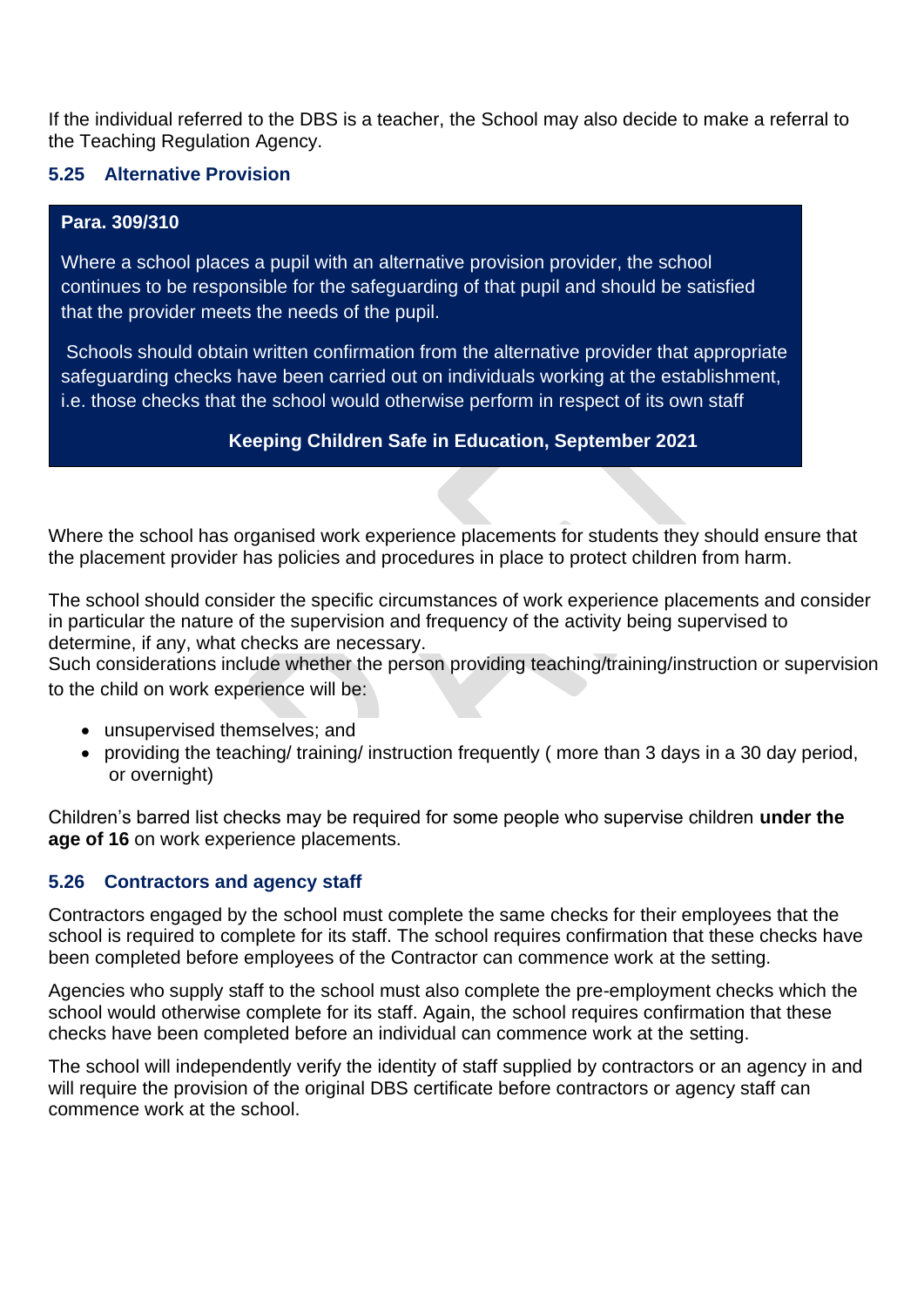If the individual referred to the DBS is a teacher, the School may also decide to make a referral to the Teaching Regulation Agency.

### 5.25 Alternative Provision

> **Para. 309/310**
>
> Where a school places a pupil with an alternative provision provider, the school continues to be responsible for the safeguarding of that pupil and should be satisfied that the provider meets the needs of the pupil.
>
> Schools should obtain written confirmation from the alternative provider that appropriate safeguarding checks have been carried out on individuals working at the establishment, i.e. those checks that the school would otherwise perform in respect of its own staff
>
> **Keeping Children Safe in Education, September 2021**

Where the school has organised work experience placements for students they should ensure that the placement provider has policies and procedures in place to protect children from harm.

The school should consider the specific circumstances of work experience placements and consider in particular the nature of the supervision and frequency of the activity being supervised to determine, if any, what checks are necessary.
Such considerations include whether the person providing teaching/training/instruction or supervision to the child on work experience will be:

- unsupervised themselves; and
- providing the teaching/ training/ instruction frequently ( more than 3 days in a 30 day period, or overnight)

Children's barred list checks may be required for some people who supervise children **under the age of 16** on work experience placements.

### 5.26 Contractors and agency staff

Contractors engaged by the school must complete the same checks for their employees that the school is required to complete for its staff. The school requires confirmation that these checks have been completed before employees of the Contractor can commence work at the setting.

Agencies who supply staff to the school must also complete the pre-employment checks which the school would otherwise complete for its staff. Again, the school requires confirmation that these checks have been completed before an individual can commence work at the setting.

The school will independently verify the identity of staff supplied by contractors or an agency in and will require the provision of the original DBS certificate before contractors or agency staff can commence work at the school.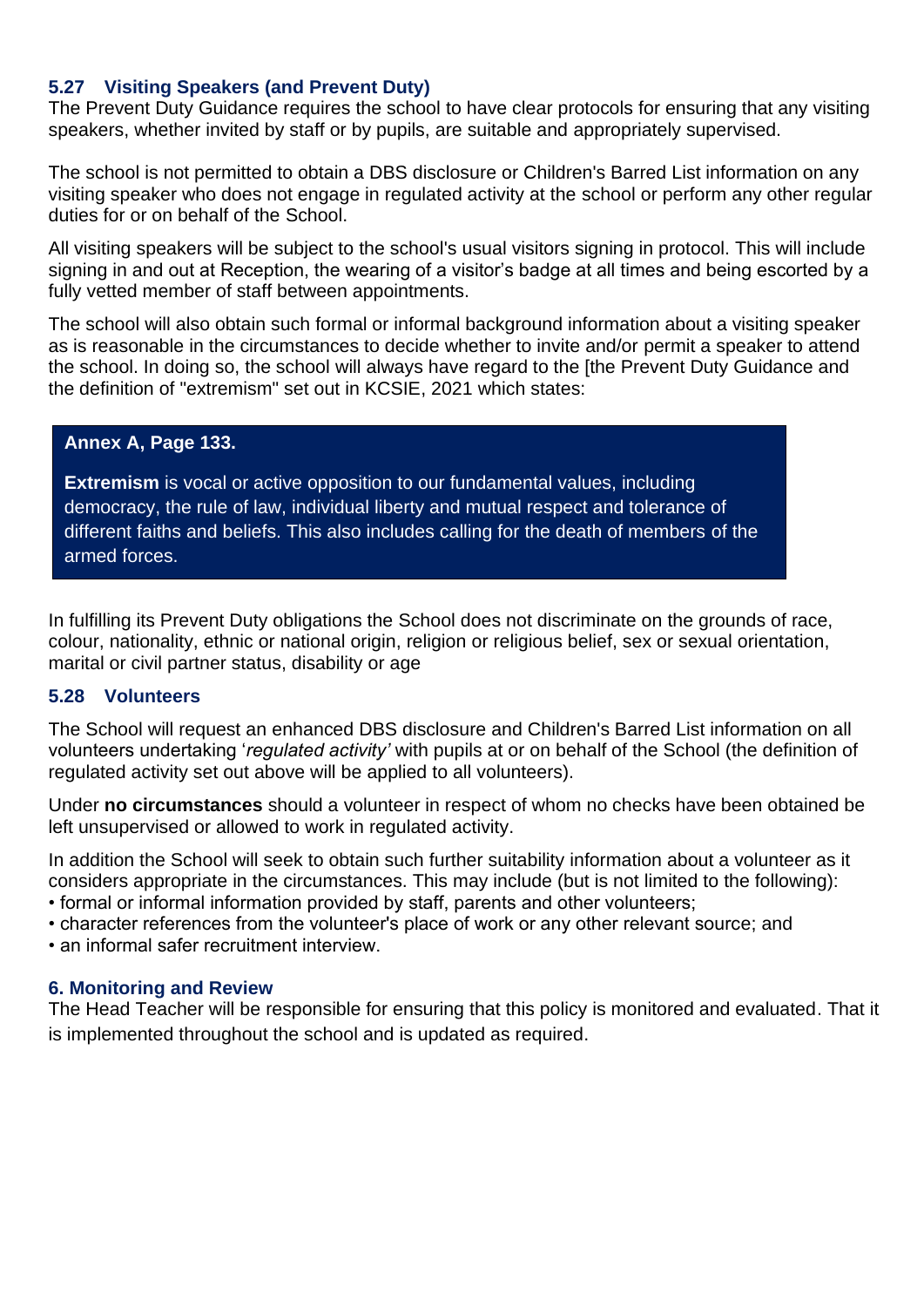### 5.27 Visiting Speakers (and Prevent Duty)

The Prevent Duty Guidance requires the school to have clear protocols for ensuring that any visiting speakers, whether invited by staff or by pupils, are suitable and appropriately supervised.

The school is not permitted to obtain a DBS disclosure or Children's Barred List information on any visiting speaker who does not engage in regulated activity at the school or perform any other regular duties for or on behalf of the School.

All visiting speakers will be subject to the school's usual visitors signing in protocol. This will include signing in and out at Reception, the wearing of a visitor's badge at all times and being escorted by a fully vetted member of staff between appointments.

The school will also obtain such formal or informal background information about a visiting speaker as is reasonable in the circumstances to decide whether to invite and/or permit a speaker to attend the school. In doing so, the school will always have regard to the [the Prevent Duty Guidance and the definition of "extremism" set out in KCSIE, 2021 which states:

> **Annex A, Page 133.**
>
> **Extremism** is vocal or active opposition to our fundamental values, including democracy, the rule of law, individual liberty and mutual respect and tolerance of different faiths and beliefs. This also includes calling for the death of members of the armed forces.

In fulfilling its Prevent Duty obligations the School does not discriminate on the grounds of race, colour, nationality, ethnic or national origin, religion or religious belief, sex or sexual orientation, marital or civil partner status, disability or age

### 5.28 Volunteers

The School will request an enhanced DBS disclosure and Children's Barred List information on all volunteers undertaking '*regulated activity'* with pupils at or on behalf of the School (the definition of regulated activity set out above will be applied to all volunteers).

Under **no circumstances** should a volunteer in respect of whom no checks have been obtained be left unsupervised or allowed to work in regulated activity.

In addition the School will seek to obtain such further suitability information about a volunteer as it considers appropriate in the circumstances. This may include (but is not limited to the following):

- formal or informal information provided by staff, parents and other volunteers;
- character references from the volunteer's place of work or any other relevant source; and
- an informal safer recruitment interview.

### 6. Monitoring and Review

The Head Teacher will be responsible for ensuring that this policy is monitored and evaluated. That it is implemented throughout the school and is updated as required.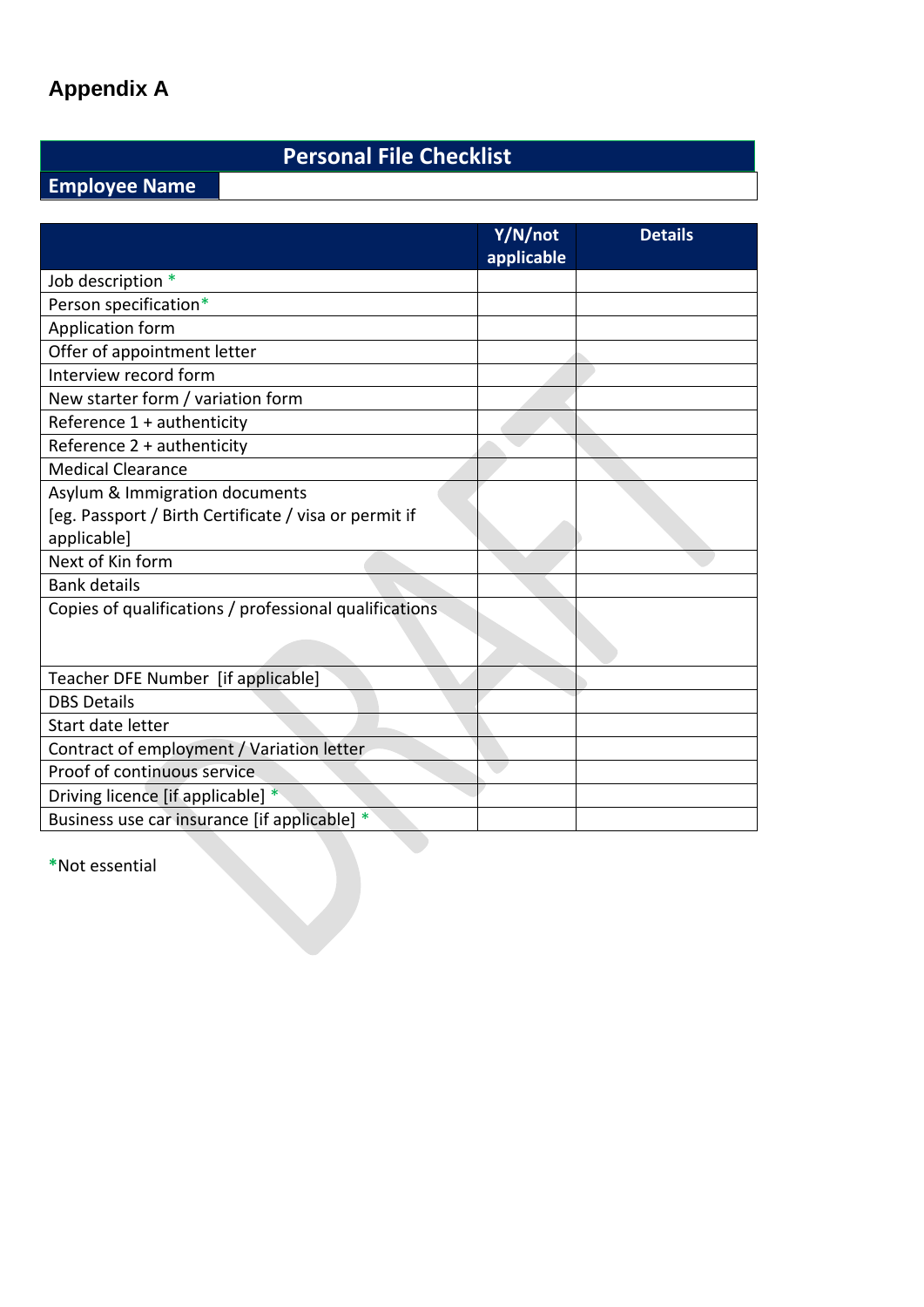## Appendix A

| Personal File Checklist | |
|---|---|
| **Employee Name** | |

| | Y/N/not applicable | Details |
|---|---|---|
| Job description * | | |
| Person specification* | | |
| Application form | | |
| Offer of appointment letter | | |
| Interview record form | | |
| New starter form / variation form | | |
| Reference 1 + authenticity | | |
| Reference 2 + authenticity | | |
| Medical Clearance | | |
| Asylum & Immigration documents [eg. Passport / Birth Certificate / visa or permit if applicable] | | |
| Next of Kin form | | |
| Bank details | | |
| Copies of qualifications / professional qualifications | | |
| Teacher DFE Number [if applicable] | | |
| DBS Details | | |
| Start date letter | | |
| Contract of employment / Variation letter | | |
| Proof of continuous service | | |
| Driving licence [if applicable] * | | |
| Business use car insurance [if applicable] * | | |

*Not essential